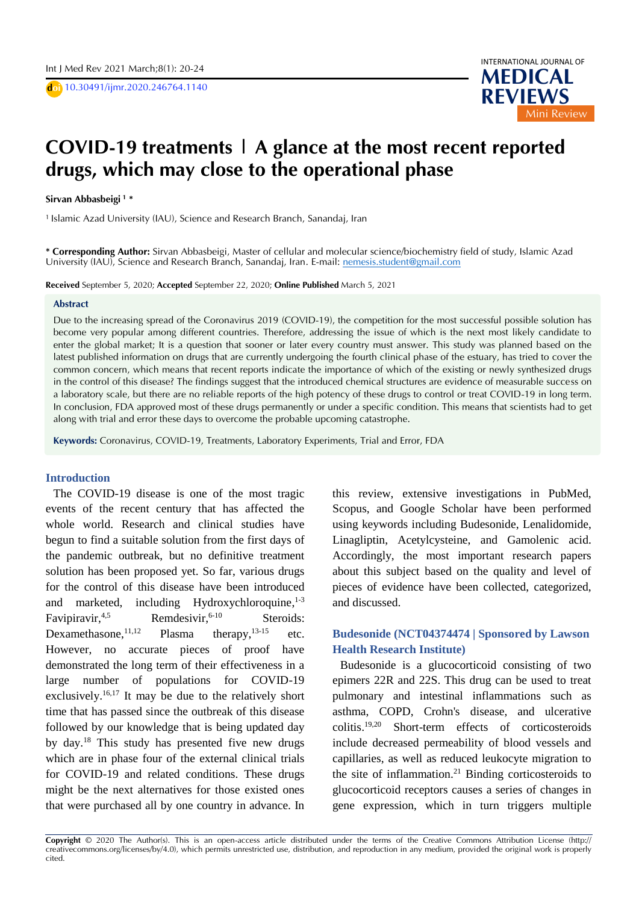# COVID-19 treatments | A glance at the most recent reported drugs, which may close to the operational phase

**Sirvan Abbasbeigi [1] ***

[1] Islamic Azad University (IAU), Science and Research Branch, Sanandaj, Iran

**\* Corresponding Author:** Sirvan Abbasbeigi, Master of cellular and molecular science/biochemistry field of study, Islamic Azad University (IAU), Science and Research Branch, Sanandaj, Iran. E-mail: nemesis.student@gmail.com

**Received** September 5, 2020; **Accepted** September 22, 2020; **Online Published** March 5, 2021

## Abstract

Due to the increasing spread of the Coronavirus 2019 (COVID-19), the competition for the most successful possible solution has become very popular among different countries. Therefore, addressing the issue of which is the next most likely candidate to enter the global market; It is a question that sooner or later every country must answer. This study was planned based on the latest published information on drugs that are currently undergoing the fourth clinical phase of the estuary, has tried to cover the common concern, which means that recent reports indicate the importance of which of the existing or newly synthesized drugs in the control of this disease? The findings suggest that the introduced chemical structures are evidence of measurable success on a laboratory scale, but there are no reliable reports of the high potency of these drugs to control or treat COVID-19 in long term. In conclusion, FDA approved most of these drugs permanently or under a specific condition. This means that scientists had to get along with trial and error these days to overcome the probable upcoming catastrophe.

**Keywords:** Coronavirus, COVID-19, Treatments, Laboratory Experiments, Trial and Error, FDA

## Introduction

The COVID-19 disease is one of the most tragic events of the recent century that has affected the whole world. Research and clinical studies have begun to find a suitable solution from the first days of the pandemic outbreak, but no definitive treatment solution has been proposed yet. So far, various drugs for the control of this disease have been introduced and marketed, including Hydroxychloroquine,[1-3] Favipiravir,[4,5] Remdesivir,[6-10] Steroids: Dexamethasone,[11,12] Plasma therapy,[13-15] etc. However, no accurate pieces of proof have demonstrated the long term of their effectiveness in a large number of populations for COVID-19 exclusively.[16,17] It may be due to the relatively short time that has passed since the outbreak of this disease followed by our knowledge that is being updated day by day.[18] This study has presented five new drugs which are in phase four of the external clinical trials for COVID-19 and related conditions. These drugs might be the next alternatives for those existed ones that were purchased all by one country in advance. In this review, extensive investigations in PubMed, Scopus, and Google Scholar have been performed using keywords including Budesonide, Lenalidomide, Linagliptin, Acetylcysteine, and Gamolenic acid. Accordingly, the most important research papers about this subject based on the quality and level of pieces of evidence have been collected, categorized, and discussed.

### Budesonide (NCT04374474 | Sponsored by Lawson Health Research Institute)

Budesonide is a glucocorticoid consisting of two epimers 22R and 22S. This drug can be used to treat pulmonary and intestinal inflammations such as asthma, COPD, Crohn's disease, and ulcerative colitis.[19,20] Short-term effects of corticosteroids include decreased permeability of blood vessels and capillaries, as well as reduced leukocyte migration to the site of inflammation.[21] Binding corticosteroids to glucocorticoid receptors causes a series of changes in gene expression, which in turn triggers multiple

**Copyright** © 2020 The Author(s). This is an open-access article distributed under the terms of the Creative Commons Attribution License (http://creativecommons.org/licenses/by/4.0), which permits unrestricted use, distribution, and reproduction in any medium, provided the original work is properly cited.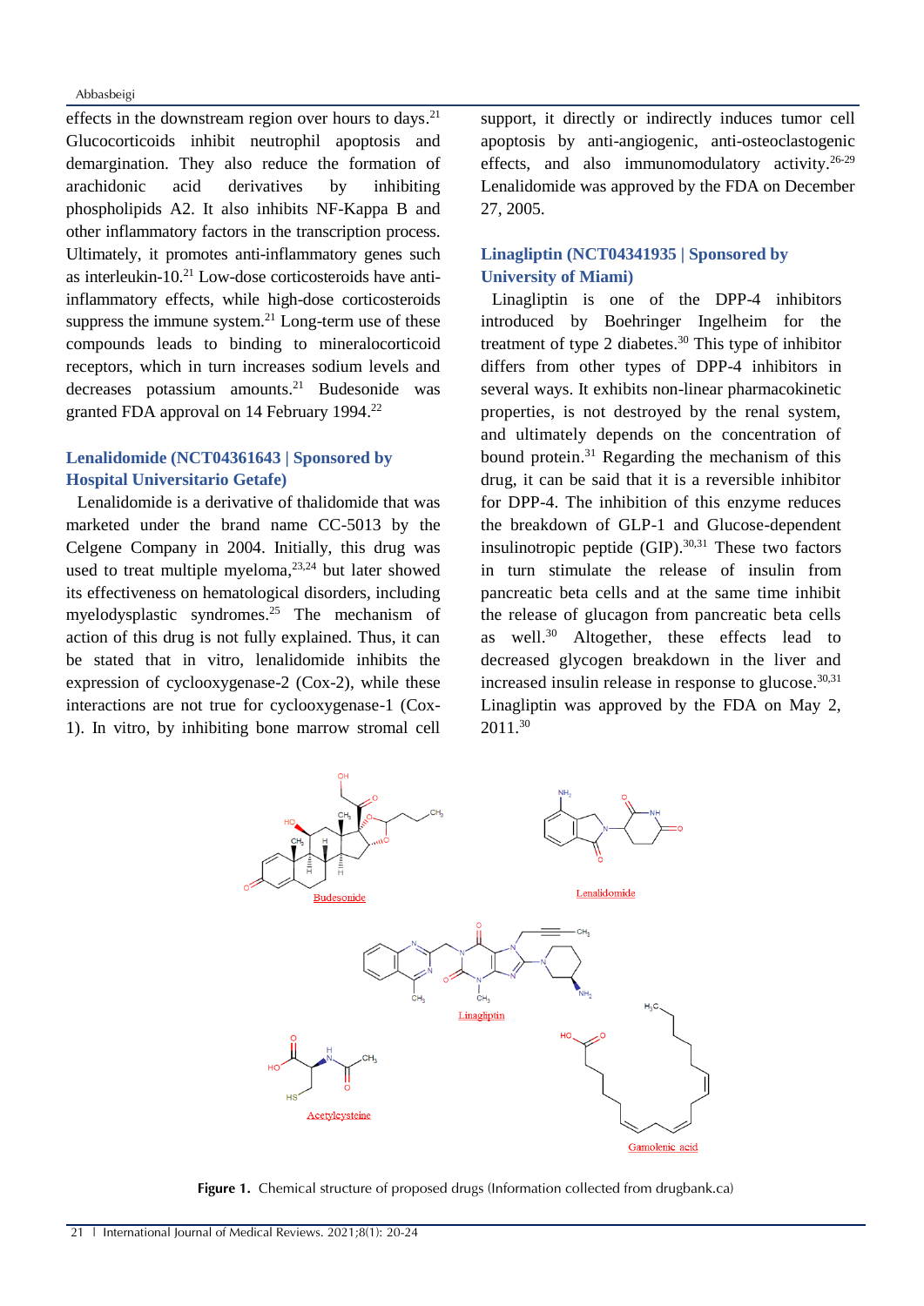effects in the downstream region over hours to days.[21] Glucocorticoids inhibit neutrophil apoptosis and demargination. They also reduce the formation of arachidonic acid derivatives by inhibiting phospholipids A2. It also inhibits NF-Kappa B and other inflammatory factors in the transcription process. Ultimately, it promotes anti-inflammatory genes such as interleukin-10.[21] Low-dose corticosteroids have anti-inflammatory effects, while high-dose corticosteroids suppress the immune system.[21] Long-term use of these compounds leads to binding to mineralocorticoid receptors, which in turn increases sodium levels and decreases potassium amounts.[21] Budesonide was granted FDA approval on 14 February 1994.[22]

## Lenalidomide (NCT04361643 | Sponsored by Hospital Universitario Getafe)

Lenalidomide is a derivative of thalidomide that was marketed under the brand name CC-5013 by the Celgene Company in 2004. Initially, this drug was used to treat multiple myeloma,[23,24] but later showed its effectiveness on hematological disorders, including myelodysplastic syndromes.[25] The mechanism of action of this drug is not fully explained. Thus, it can be stated that in vitro, lenalidomide inhibits the expression of cyclooxygenase-2 (Cox-2), while these interactions are not true for cyclooxygenase-1 (Cox-1). In vitro, by inhibiting bone marrow stromal cell support, it directly or indirectly induces tumor cell apoptosis by anti-angiogenic, anti-osteoclastogenic effects, and also immunomodulatory activity.[26-29] Lenalidomide was approved by the FDA on December 27, 2005.

## Linagliptin (NCT04341935 | Sponsored by University of Miami)

Linagliptin is one of the DPP-4 inhibitors introduced by Boehringer Ingelheim for the treatment of type 2 diabetes.[30] This type of inhibitor differs from other types of DPP-4 inhibitors in several ways. It exhibits non-linear pharmacokinetic properties, is not destroyed by the renal system, and ultimately depends on the concentration of bound protein.[31] Regarding the mechanism of this drug, it can be said that it is a reversible inhibitor for DPP-4. The inhibition of this enzyme reduces the breakdown of GLP-1 and Glucose-dependent insulinotropic peptide (GIP).[30,31] These two factors in turn stimulate the release of insulin from pancreatic beta cells and at the same time inhibit the release of glucagon from pancreatic beta cells as well.[30] Altogether, these effects lead to decreased glycogen breakdown in the liver and increased insulin release in response to glucose.[30,31] Linagliptin was approved by the FDA on May 2, 2011.[30]

**Figure 1.** Chemical structure of proposed drugs (Information collected from drugbank.ca)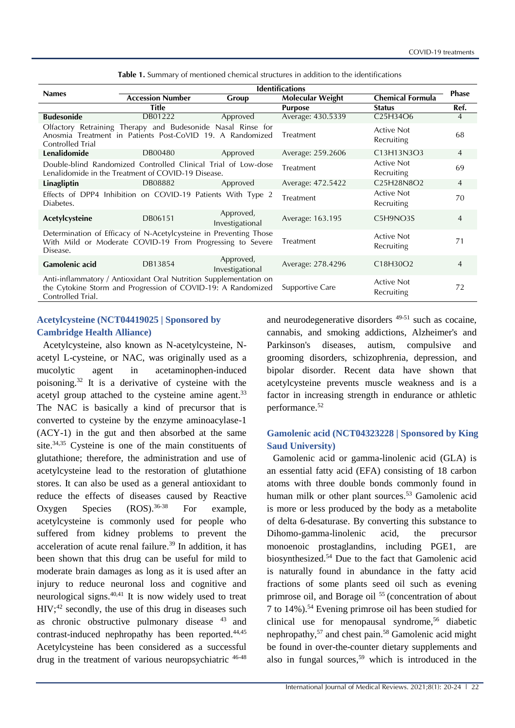**Table 1.** Summary of mentioned chemical structures in addition to the identifications

| Names | Identifications | | | | Phase |
|---|---|---|---|---|---|
| | Accession Number | Group | Molecular Weight | Chemical Formula | |
| | Title | | Purpose | Status | Ref. |
| **Budesonide** | DB01222 | Approved | Average: 430.5339 | C25H34O6 | 4 |
| Olfactory Retraining Therapy and Budesonide Nasal Rinse for Anosmia Treatment in Patients Post-CoVID 19. A Randomized Controlled Trial | | | Treatment | Active Not Recruiting | 68 |
| **Lenalidomide** | DB00480 | Approved | Average: 259.2606 | C13H13N3O3 | 4 |
| Double-blind Randomized Controlled Clinical Trial of Low-dose Lenalidomide in the Treatment of COVID-19 Disease. | | | Treatment | Active Not Recruiting | 69 |
| **Linagliptin** | DB08882 | Approved | Average: 472.5422 | C25H28N8O2 | 4 |
| Effects of DPP4 Inhibition on COVID-19 Patients With Type 2 Diabetes. | | | Treatment | Active Not Recruiting | 70 |
| **Acetylcysteine** | DB06151 | Approved, Investigational | Average: 163.195 | C5H9NO3S | 4 |
| Determination of Efficacy of N-Acetylcysteine in Preventing Those With Mild or Moderate COVID-19 From Progressing to Severe Disease. | | | Treatment | Active Not Recruiting | 71 |
| **Gamolenic acid** | DB13854 | Approved, Investigational | Average: 278.4296 | C18H30O2 | 4 |
| Anti-inflammatory / Antioxidant Oral Nutrition Supplementation on the Cytokine Storm and Progression of COVID-19: A Randomized Controlled Trial. | | | Supportive Care | Active Not Recruiting | 72 |

### Acetylcysteine (NCT04419025 | Sponsored by Cambridge Health Alliance)

Acetylcysteine, also known as N-acetylcysteine, N-acetyl L-cysteine, or NAC, was originally used as a mucolytic agent in acetaminophen-induced poisoning.[32] It is a derivative of cysteine with the acetyl group attached to the cysteine amine agent.[33] The NAC is basically a kind of precursor that is converted to cysteine by the enzyme aminoacylase-1 (ACY-1) in the gut and then absorbed at the same site.[34,35] Cysteine is one of the main constituents of glutathione; therefore, the administration and use of acetylcysteine lead to the restoration of glutathione stores. It can also be used as a general antioxidant to reduce the effects of diseases caused by Reactive Oxygen Species (ROS).[36-38] For example, acetylcysteine is commonly used for people who suffered from kidney problems to prevent the acceleration of acute renal failure.[39] In addition, it has been shown that this drug can be useful for mild to moderate brain damages as long as it is used after an injury to reduce neuronal loss and cognitive and neurological signs.[40,41] It is now widely used to treat HIV;[42] secondly, the use of this drug in diseases such as chronic obstructive pulmonary disease [43] and contrast-induced nephropathy has been reported.[44,45] Acetylcysteine has been considered as a successful drug in the treatment of various neuropsychiatric [46-48] and neurodegenerative disorders [49-51] such as cocaine, cannabis, and smoking addictions, Alzheimer's and Parkinson's diseases, autism, compulsive and grooming disorders, schizophrenia, depression, and bipolar disorder. Recent data have shown that acetylcysteine prevents muscle weakness and is a factor in increasing strength in endurance or athletic performance.[52]

### Gamolenic acid (NCT04323228 | Sponsored by King Saud University)

Gamolenic acid or gamma-linolenic acid (GLA) is an essential fatty acid (EFA) consisting of 18 carbon atoms with three double bonds commonly found in human milk or other plant sources.[53] Gamolenic acid is more or less produced by the body as a metabolite of delta 6-desaturase. By converting this substance to Dihomo-gamma-linolenic acid, the precursor monoenoic prostaglandins, including PGE1, are biosynthesized.[54] Due to the fact that Gamolenic acid is naturally found in abundance in the fatty acid fractions of some plants seed oil such as evening primrose oil, and Borage oil [55] (concentration of about 7 to 14%).[54] Evening primrose oil has been studied for clinical use for menopausal syndrome,[56] diabetic nephropathy,[57] and chest pain.[58] Gamolenic acid might be found in over-the-counter dietary supplements and also in fungal sources,[59] which is introduced in the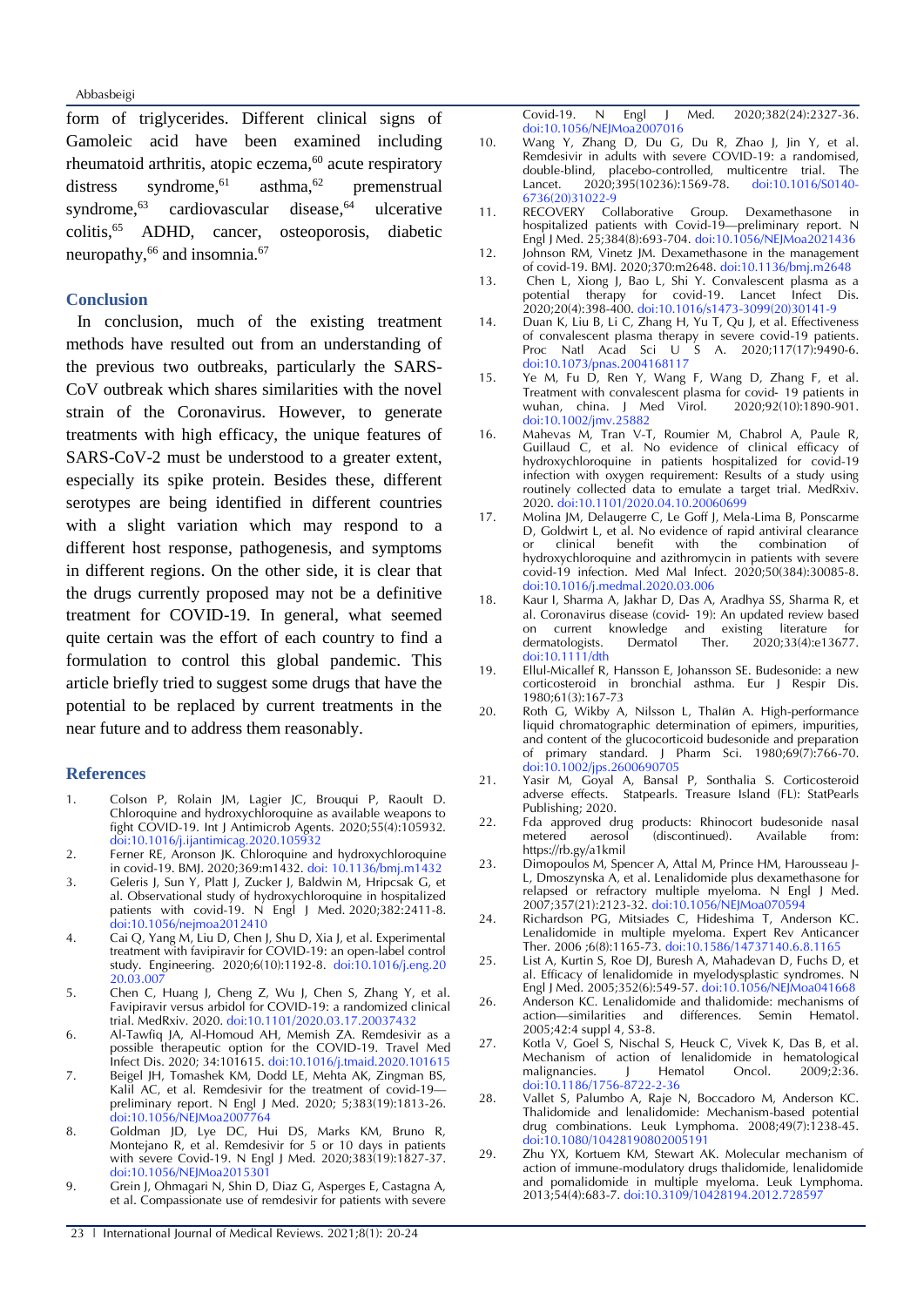form of triglycerides. Different clinical signs of Gamoleic acid have been examined including rheumatoid arthritis, atopic eczema,[60] acute respiratory distress syndrome,[61] asthma,[62] premenstrual syndrome,[63] cardiovascular disease,[64] ulcerative colitis,[65] ADHD, cancer, osteoporosis, diabetic neuropathy,[66] and insomnia.[67]

## Conclusion

In conclusion, much of the existing treatment methods have resulted out from an understanding of the previous two outbreaks, particularly the SARS-CoV outbreak which shares similarities with the novel strain of the Coronavirus. However, to generate treatments with high efficacy, the unique features of SARS-CoV-2 must be understood to a greater extent, especially its spike protein. Besides these, different serotypes are being identified in different countries with a slight variation which may respond to a different host response, pathogenesis, and symptoms in different regions. On the other side, it is clear that the drugs currently proposed may not be a definitive treatment for COVID-19. In general, what seemed quite certain was the effort of each country to find a formulation to control this global pandemic. This article briefly tried to suggest some drugs that have the potential to be replaced by current treatments in the near future and to address them reasonably.

## References

1. Colson P, Rolain JM, Lagier JC, Brouqui P, Raoult D. Chloroquine and hydroxychloroquine as available weapons to fight COVID-19. Int J Antimicrob Agents. 2020;55(4):105932. doi:10.1016/j.ijantimicag.2020.105932
2. Ferner RE, Aronson JK. Chloroquine and hydroxychloroquine in covid-19. BMJ. 2020;369:m1432. doi: 10.1136/bmj.m1432
3. Geleris J, Sun Y, Platt J, Zucker J, Baldwin M, Hripcsak G, et al. Observational study of hydroxychloroquine in hospitalized patients with covid-19. N Engl J Med. 2020;382:2411-8. doi:10.1056/nejmoa2012410
4. Cai Q, Yang M, Liu D, Chen J, Shu D, Xia J, et al. Experimental treatment with favipiravir for COVID-19: an open-label control study. Engineering. 2020;6(10):1192-8. doi:10.1016/j.eng.2020.03.007
5. Chen C, Huang J, Cheng Z, Wu J, Chen S, Zhang Y, et al. Favipiravir versus arbidol for COVID-19: a randomized clinical trial. MedRxiv. 2020. doi:10.1101/2020.03.17.20037432
6. Al-Tawfiq JA, Al-Homoud AH, Memish ZA. Remdesivir as a possible therapeutic option for the COVID-19. Travel Med Infect Dis. 2020; 34:101615. doi:10.1016/j.tmaid.2020.101615
7. Beigel JH, Tomashek KM, Dodd LE, Mehta AK, Zingman BS, Kalil AC, et al. Remdesivir for the treatment of covid-19—preliminary report. N Engl J Med. 2020; 5;383(19):1813-26. doi:10.1056/NEJMoa2007764
8. Goldman JD, Lye DC, Hui DS, Marks KM, Bruno R, Montejano R, et al. Remdesivir for 5 or 10 days in patients with severe Covid-19. N Engl J Med. 2020;383(19):1827-37. doi:10.1056/NEJMoa2015301
9. Grein J, Ohmagari N, Shin D, Diaz G, Asperges E, Castagna A, et al. Compassionate use of remdesivir for patients with severe Covid-19. N Engl J Med. 2020;382(24):2327-36. doi:10.1056/NEJMoa2007016
10. Wang Y, Zhang D, Du G, Du R, Zhao J, Jin Y, et al. Remdesivir in adults with severe COVID-19: a randomised, double-blind, placebo-controlled, multicentre trial. The Lancet. 2020;395(10236):1569-78. doi:10.1016/S0140-6736(20)31022-9
11. RECOVERY Collaborative Group. Dexamethasone in hospitalized patients with Covid-19—preliminary report. N Engl J Med. 25;384(8):693-704. doi:10.1056/NEJMoa2021436
12. Johnson RM, Vinetz JM. Dexamethasone in the management of covid-19. BMJ. 2020;370:m2648. doi:10.1136/bmj.m2648
13. Chen L, Xiong J, Bao L, Shi Y. Convalescent plasma as a potential therapy for covid-19. Lancet Infect Dis. 2020;20(4):398-400. doi:10.1016/s1473-3099(20)30141-9
14. Duan K, Liu B, Li C, Zhang H, Yu T, Qu J, et al. Effectiveness of convalescent plasma therapy in severe covid-19 patients. Proc Natl Acad Sci U S A. 2020;117(17):9490-6. doi:10.1073/pnas.2004168117
15. Ye M, Fu D, Ren Y, Wang F, Wang D, Zhang F, et al. Treatment with convalescent plasma for covid- 19 patients in wuhan, china. J Med Virol. 2020;92(10):1890-901. doi:10.1002/jmv.25882
16. Mahevas M, Tran V-T, Roumier M, Chabrol A, Paule R, Guillaud C, et al. No evidence of clinical efficacy of hydroxychloroquine in patients hospitalized for covid-19 infection with oxygen requirement: Results of a study using routinely collected data to emulate a target trial. MedRxiv. 2020. doi:10.1101/2020.04.10.20060699
17. Molina JM, Delaugerre C, Le Goff J, Mela-Lima B, Ponscarme D, Goldwirt L, et al. No evidence of rapid antiviral clearance or clinical benefit with the combination of hydroxychloroquine and azithromycin in patients with severe covid-19 infection. Med Mal Infect. 2020;50(384):30085-8. doi:10.1016/j.medmal.2020.03.006
18. Kaur I, Sharma A, Jakhar D, Das A, Aradhya SS, Sharma R, et al. Coronavirus disease (covid- 19): An updated review based on current knowledge and existing literature for dermatologists. Dermatol Ther. 2020;33(4):e13677. doi:10.1111/dth
19. Ellul-Micallef R, Hansson E, Johansson SE. Budesonide: a new corticosteroid in bronchial asthma. Eur J Respir Dis. 1980;61(3):167-73
20. Roth G, Wikby A, Nilsson L, Thalйn A. High-performance liquid chromatographic determination of epimers, impurities, and content of the glucocorticoid budesonide and preparation of primary standard. J Pharm Sci. 1980;69(7):766-70. doi:10.1002/jps.2600690705
21. Yasir M, Goyal A, Bansal P, Sonthalia S. Corticosteroid adverse effects. Statpearls. Treasure Island (FL): StatPearls Publishing; 2020.
22. Fda approved drug products: Rhinocort budesonide nasal metered aerosol (discontinued). Available from: https://rb.gy/a1kmil
23. Dimopoulos M, Spencer A, Attal M, Prince HM, Harousseau J-L, Dmoszynska A, et al. Lenalidomide plus dexamethasone for relapsed or refractory multiple myeloma. N Engl J Med. 2007;357(21):2123-32. doi:10.1056/NEJMoa070594
24. Richardson PG, Mitsiades C, Hideshima T, Anderson KC. Lenalidomide in multiple myeloma. Expert Rev Anticancer Ther. 2006 ;6(8):1165-73. doi:10.1586/14737140.6.8.1165
25. List A, Kurtin S, Roe DJ, Buresh A, Mahadevan D, Fuchs D, et al. Efficacy of lenalidomide in myelodysplastic syndromes. N Engl J Med. 2005;352(6):549-57. doi:10.1056/NEJMoa041668
26. Anderson KC. Lenalidomide and thalidomide: mechanisms of action—similarities and differences. Semin Hematol. 2005;42:4 suppl 4, S3-8.
27. Kotla V, Goel S, Nischal S, Heuck C, Vivek K, Das B, et al. Mechanism of action of lenalidomide in hematological malignancies. J Hematol Oncol. 2009;2:36. doi:10.1186/1756-8722-2-36
28. Vallet S, Palumbo A, Raje N, Boccadoro M, Anderson KC. Thalidomide and lenalidomide: Mechanism-based potential drug combinations. Leuk Lymphoma. 2008;49(7):1238-45. doi:10.1080/10428190802005191
29. Zhu YX, Kortuem KM, Stewart AK. Molecular mechanism of action of immune-modulatory drugs thalidomide, lenalidomide and pomalidomide in multiple myeloma. Leuk Lymphoma. 2013;54(4):683-7. doi:10.3109/10428194.2012.728597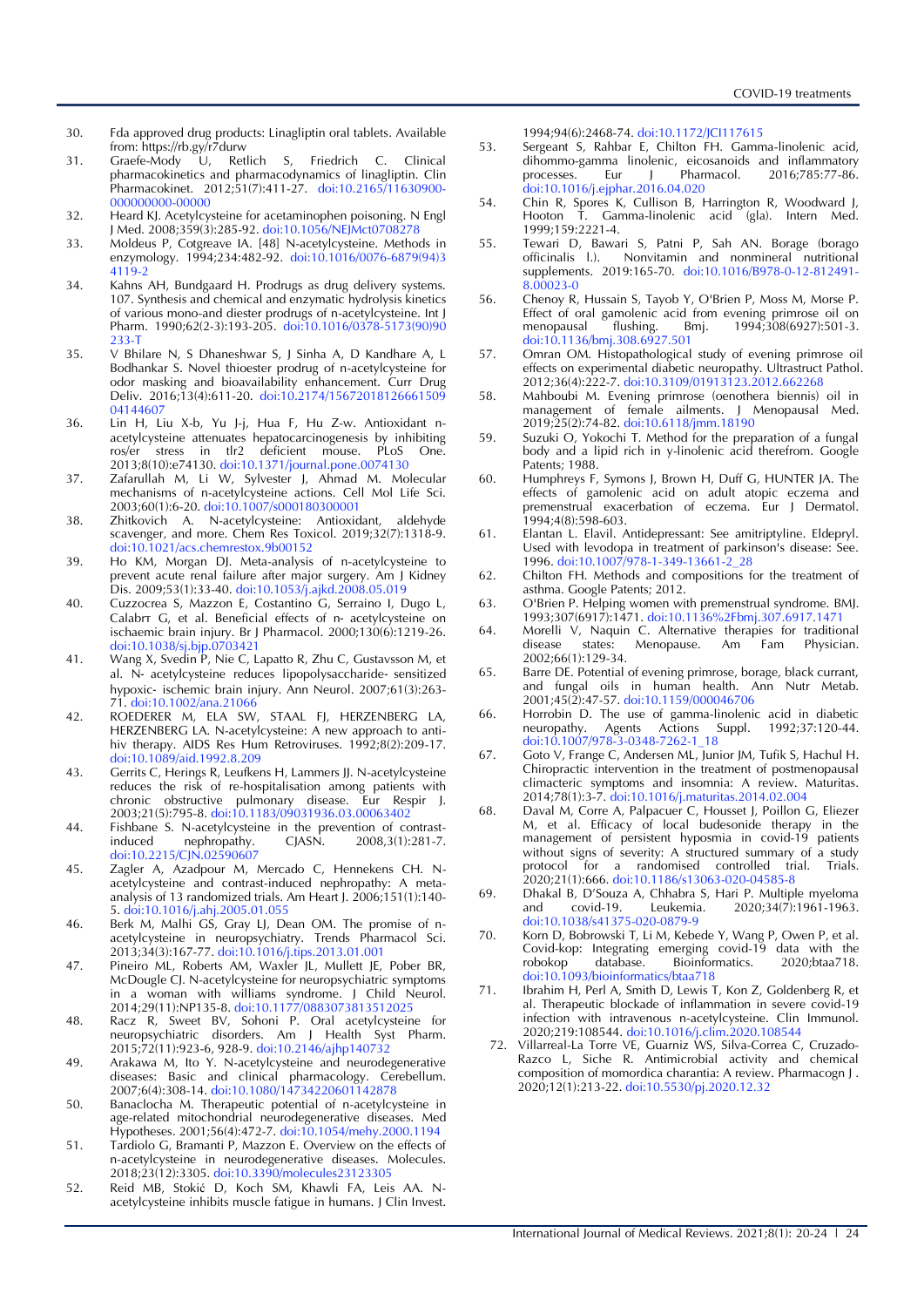30. Fda approved drug products: Linagliptin oral tablets. Available from: https://rb.gy/r7durw
31. Graefe-Mody U, Retlich S, Friedrich C. Clinical pharmacokinetics and pharmacodynamics of linagliptin. Clin Pharmacokinet. 2012;51(7):411-27. doi:10.2165/11630900-000000000-00000
32. Heard KJ. Acetylcysteine for acetaminophen poisoning. N Engl J Med. 2008;359(3):285-92. doi:10.1056/NEJMct0708278
33. Moldeus P, Cotgreave IA. [48] N-acetylcysteine. Methods in enzymology. 1994;234:482-92. doi:10.1016/0076-6879(94)34119-2
34. Kahns AH, Bundgaard H. Prodrugs as drug delivery systems. 107. Synthesis and chemical and enzymatic hydrolysis kinetics of various mono-and diester prodrugs of n-acetylcysteine. Int J Pharm. 1990;62(2-3):193-205. doi:10.1016/0378-5173(90)90233-T
35. V Bhilare N, S Dhaneshwar S, J Sinha A, D Kandhare A, L Bodhankar S. Novel thioester prodrug of n-acetylcysteine for odor masking and bioavailability enhancement. Curr Drug Deliv. 2016;13(4):611-20. doi:10.2174/1567201812666150904144607
36. Lin H, Liu X-b, Yu J-j, Hua F, Hu Z-w. Antioxidant n-acetylcysteine attenuates hepatocarcinogenesis by inhibiting ros/er stress in tlr2 deficient mouse. PLoS One. 2013;8(10):e74130. doi:10.1371/journal.pone.0074130
37. Zafarullah M, Li W, Sylvester J, Ahmad M. Molecular mechanisms of n-acetylcysteine actions. Cell Mol Life Sci. 2003;60(1):6-20. doi:10.1007/s000180300001
38. Zhitkovich A. N-acetylcysteine: Antioxidant, aldehyde scavenger, and more. Chem Res Toxicol. 2019;32(7):1318-9. doi:10.1021/acs.chemrestox.9b00152
39. Ho KM, Morgan DJ. Meta-analysis of n-acetylcysteine to prevent acute renal failure after major surgery. Am J Kidney Dis. 2009;53(1):33-40. doi:10.1053/j.ajkd.2008.05.019
40. Cuzzocrea S, Mazzon E, Costantino G, Serraino I, Dugo L, Calabrr G, et al. Beneficial effects of n- acetylcysteine on ischaemic brain injury. Br J Pharmacol. 2000;130(6):1219-26. doi:10.1038/sj.bjp.0703421
41. Wang X, Svedin P, Nie C, Lapatto R, Zhu C, Gustavsson M, et al. N- acetylcysteine reduces lipopolysaccharide- sensitized hypoxic- ischemic brain injury. Ann Neurol. 2007;61(3):263-71. doi:10.1002/ana.21066
42. ROEDERER M, ELA SW, STAAL FJ, HERZENBERG LA, HERZENBERG LA. N-acetylcysteine: A new approach to anti-hiv therapy. AIDS Res Hum Retroviruses. 1992;8(2):209-17. doi:10.1089/aid.1992.8.209
43. Gerrits C, Herings R, Leufkens H, Lammers JJ. N-acetylcysteine reduces the risk of re-hospitalisation among patients with chronic obstructive pulmonary disease. Eur Respir J. 2003;21(5):795-8. doi:10.1183/09031936.03.00063402
44. Fishbane S. N-acetylcysteine in the prevention of contrast-induced nephropathy. CJASN. 2008,3(1):281-7. doi:10.2215/CJN.02590607
45. Zagler A, Azadpour M, Mercado C, Hennekens CH. N-acetylcysteine and contrast-induced nephropathy: A meta-analysis of 13 randomized trials. Am Heart J. 2006;151(1):140-5. doi:10.1016/j.ahj.2005.01.055
46. Berk M, Malhi GS, Gray LJ, Dean OM. The promise of n-acetylcysteine in neuropsychiatry. Trends Pharmacol Sci. 2013;34(3):167-77. doi:10.1016/j.tips.2013.01.001
47. Pineiro ML, Roberts AM, Waxler JL, Mullett JE, Pober BR, McDougle CJ. N-acetylcysteine for neuropsychiatric symptoms in a woman with williams syndrome. J Child Neurol. 2014;29(11):NP135-8. doi:10.1177/0883073813512025
48. Racz R, Sweet BV, Sohoni P. Oral acetylcysteine for neuropsychiatric disorders. Am J Health Syst Pharm. 2015;72(11):923-6, 928-9. doi:10.2146/ajhp140732
49. Arakawa M, Ito Y. N-acetylcysteine and neurodegenerative diseases: Basic and clinical pharmacology. Cerebellum. 2007;6(4):308-14. doi:10.1080/14734220601142878
50. Banaclocha M. Therapeutic potential of n-acetylcysteine in age-related mitochondrial neurodegenerative diseases. Med Hypotheses. 2001;56(4):472-7. doi:10.1054/mehy.2000.1194
51. Tardiolo G, Bramanti P, Mazzon E. Overview on the effects of n-acetylcysteine in neurodegenerative diseases. Molecules. 2018;23(12):3305. doi:10.3390/molecules23123305
52. Reid MB, Stokić D, Koch SM, Khawli FA, Leis AA. N-acetylcysteine inhibits muscle fatigue in humans. J Clin Invest. 1994;94(6):2468-74. doi:10.1172/JCI117615
53. Sergeant S, Rahbar E, Chilton FH. Gamma-linolenic acid, dihommo-gamma linolenic, eicosanoids and inflammatory processes. Eur J Pharmacol. 2016;785:77-86. doi:10.1016/j.ejphar.2016.04.020
54. Chin R, Spores K, Cullison B, Harrington R, Woodward J, Hooton T. Gamma-linolenic acid (gla). Intern Med. 1999;159:2221-4.
55. Tewari D, Bawari S, Patni P, Sah AN. Borage (borago officinalis l.). Nonvitamin and nonmineral nutritional supplements. 2019:165-70. doi:10.1016/B978-0-12-812491-8.00023-0
56. Chenoy R, Hussain S, Tayob Y, O'Brien P, Moss M, Morse P. Effect of oral gamolenic acid from evening primrose oil on menopausal flushing. Bmj. 1994;308(6927):501-3. doi:10.1136/bmj.308.6927.501
57. Omran OM. Histopathological study of evening primrose oil effects on experimental diabetic neuropathy. Ultrastruct Pathol. 2012;36(4):222-7. doi:10.3109/01913123.2012.662268
58. Mahboubi M. Evening primrose (oenothera biennis) oil in management of female ailments. J Menopausal Med. 2019;25(2):74-82. doi:10.6118/jmm.18190
59. Suzuki O, Yokochi T. Method for the preparation of a fungal body and a lipid rich in y-linolenic acid therefrom. Google Patents; 1988.
60. Humphreys F, Symons J, Brown H, Duff G, HUNTER JA. The effects of gamolenic acid on adult atopic eczema and premenstrual exacerbation of eczema. Eur J Dermatol. 1994;4(8):598-603.
61. Elantan L. Elavil. Antidepressant: See amitriptyline. Eldepryl. Used with levodopa in treatment of parkinson's disease: See. 1996. doi:10.1007/978-1-349-13661-2_28
62. Chilton FH. Methods and compositions for the treatment of asthma. Google Patents; 2012.
63. O'Brien P. Helping women with premenstrual syndrome. BMJ. 1993;307(6917):1471. doi:10.1136%2Fbmj.307.6917.1471
64. Morelli V, Naquin C. Alternative therapies for traditional disease states: Menopause. Am Fam Physician. 2002;66(1):129-34.
65. Barre DE. Potential of evening primrose, borage, black currant, and fungal oils in human health. Ann Nutr Metab. 2001;45(2):47-57. doi:10.1159/000046706
66. Horrobin D. The use of gamma-linolenic acid in diabetic neuropathy. Agents Actions Suppl. 1992;37:120-44. doi:10.1007/978-3-0348-7262-1_18
67. Goto V, Frange C, Andersen ML, Junior JM, Tufik S, Hachul H. Chiropractic intervention in the treatment of postmenopausal climacteric symptoms and insomnia: A review. Maturitas. 2014;78(1):3-7. doi:10.1016/j.maturitas.2014.02.004
68. Daval M, Corre A, Palpacuer C, Housset J, Poillon G, Eliezer M, et al. Efficacy of local budesonide therapy in the management of persistent hyposmia in covid-19 patients without signs of severity: A structured summary of a study protocol for a randomised controlled trial. Trials. 2020;21(1):666. doi:10.1186/s13063-020-04585-8
69. Dhakal B, D'Souza A, Chhabra S, Hari P. Multiple myeloma and covid-19. Leukemia. 2020;34(7):1961-1963. doi:10.1038/s41375-020-0879-9
70. Korn D, Bobrowski T, Li M, Kebede Y, Wang P, Owen P, et al. Covid-kop: Integrating emerging covid-19 data with the robokop database. Bioinformatics. 2020;btaa718. doi:10.1093/bioinformatics/btaa718
71. Ibrahim H, Perl A, Smith D, Lewis T, Kon Z, Goldenberg R, et al. Therapeutic blockade of inflammation in severe covid-19 infection with intravenous n-acetylcysteine. Clin Immunol. 2020;219:108544. doi:10.1016/j.clim.2020.108544
72. Villarreal-La Torre VE, Guarniz WS, Silva-Correa C, Cruzado-Razco L, Siche R. Antimicrobial activity and chemical composition of momordica charantia: A review. Pharmacogn J. 2020;12(1):213-22. doi:10.5530/pj.2020.12.32